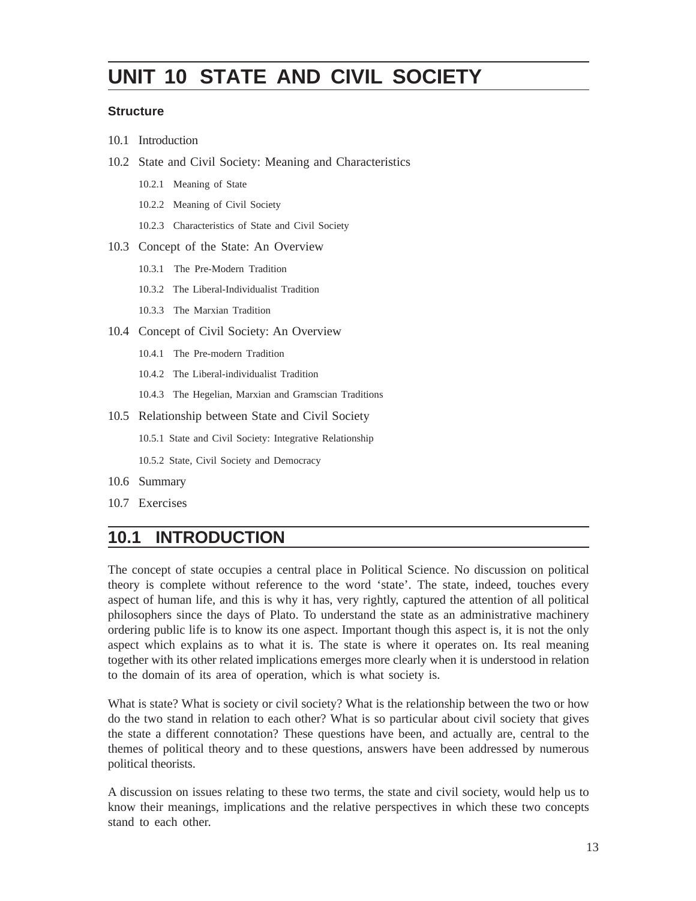# UNIT 10 STATE AND CIVIL SOCIETY

**Structure**

10.1 Introduction

10.2 State and Civil Society: Meaning and Characteristics

- 10.2.1 Meaning of State
- 10.2.2 Meaning of Civil Society
- 10.2.3 Characteristics of State and Civil Society

10.3 Concept of the State: An Overview

- 10.3.1 The Pre-Modern Tradition
- 10.3.2 The Liberal-Individualist Tradition
- 10.3.3 The Marxian Tradition

10.4 Concept of Civil Society: An Overview

- 10.4.1 The Pre-modern Tradition
- 10.4.2 The Liberal-individualist Tradition
- 10.4.3 The Hegelian, Marxian and Gramscian Traditions

10.5 Relationship between State and Civil Society

- 10.5.1 State and Civil Society: Integrative Relationship
- 10.5.2 State, Civil Society and Democracy

10.6 Summary

10.7 Exercises

## 10.1 INTRODUCTION

The concept of state occupies a central place in Political Science. No discussion on political theory is complete without reference to the word 'state'. The state, indeed, touches every aspect of human life, and this is why it has, very rightly, captured the attention of all political philosophers since the days of Plato. To understand the state as an administrative machinery ordering public life is to know its one aspect. Important though this aspect is, it is not the only aspect which explains as to what it is. The state is where it operates on. Its real meaning together with its other related implications emerges more clearly when it is understood in relation to the domain of its area of operation, which is what society is.

What is state? What is society or civil society? What is the relationship between the two or how do the two stand in relation to each other? What is so particular about civil society that gives the state a different connotation? These questions have been, and actually are, central to the themes of political theory and to these questions, answers have been addressed by numerous political theorists.

A discussion on issues relating to these two terms, the state and civil society, would help us to know their meanings, implications and the relative perspectives in which these two concepts stand to each other.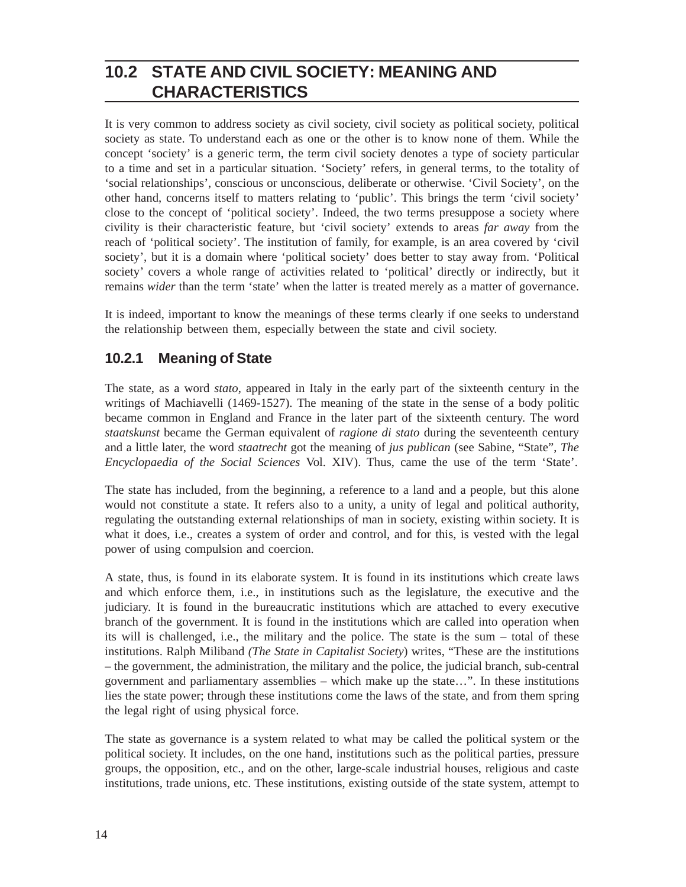## 10.2 STATE AND CIVIL SOCIETY: MEANING AND CHARACTERISTICS

It is very common to address society as civil society, civil society as political society, political society as state. To understand each as one or the other is to know none of them. While the concept 'society' is a generic term, the term civil society denotes a type of society particular to a time and set in a particular situation. 'Society' refers, in general terms, to the totality of 'social relationships', conscious or unconscious, deliberate or otherwise. 'Civil Society', on the other hand, concerns itself to matters relating to 'public'. This brings the term 'civil society' close to the concept of 'political society'. Indeed, the two terms presuppose a society where civility is their characteristic feature, but 'civil society' extends to areas *far away* from the reach of 'political society'. The institution of family, for example, is an area covered by 'civil society', but it is a domain where 'political society' does better to stay away from. 'Political society' covers a whole range of activities related to 'political' directly or indirectly, but it remains *wider* than the term 'state' when the latter is treated merely as a matter of governance.

It is indeed, important to know the meanings of these terms clearly if one seeks to understand the relationship between them, especially between the state and civil society.

### 10.2.1 Meaning of State

The state, as a word *stato*, appeared in Italy in the early part of the sixteenth century in the writings of Machiavelli (1469-1527). The meaning of the state in the sense of a body politic became common in England and France in the later part of the sixteenth century. The word *staatskunst* became the German equivalent of *ragione di stato* during the seventeenth century and a little later, the word *staatrecht* got the meaning of *jus publican* (see Sabine, "State", *The Encyclopaedia of the Social Sciences* Vol. XIV). Thus, came the use of the term 'State'.

The state has included, from the beginning, a reference to a land and a people, but this alone would not constitute a state. It refers also to a unity, a unity of legal and political authority, regulating the outstanding external relationships of man in society, existing within society. It is what it does, i.e., creates a system of order and control, and for this, is vested with the legal power of using compulsion and coercion.

A state, thus, is found in its elaborate system. It is found in its institutions which create laws and which enforce them, i.e., in institutions such as the legislature, the executive and the judiciary. It is found in the bureaucratic institutions which are attached to every executive branch of the government. It is found in the institutions which are called into operation when its will is challenged, i.e., the military and the police. The state is the sum – total of these institutions. Ralph Miliband *(The State in Capitalist Society)* writes, "These are the institutions – the government, the administration, the military and the police, the judicial branch, sub-central government and parliamentary assemblies – which make up the state…". In these institutions lies the state power; through these institutions come the laws of the state, and from them spring the legal right of using physical force.

The state as governance is a system related to what may be called the political system or the political society. It includes, on the one hand, institutions such as the political parties, pressure groups, the opposition, etc., and on the other, large-scale industrial houses, religious and caste institutions, trade unions, etc. These institutions, existing outside of the state system, attempt to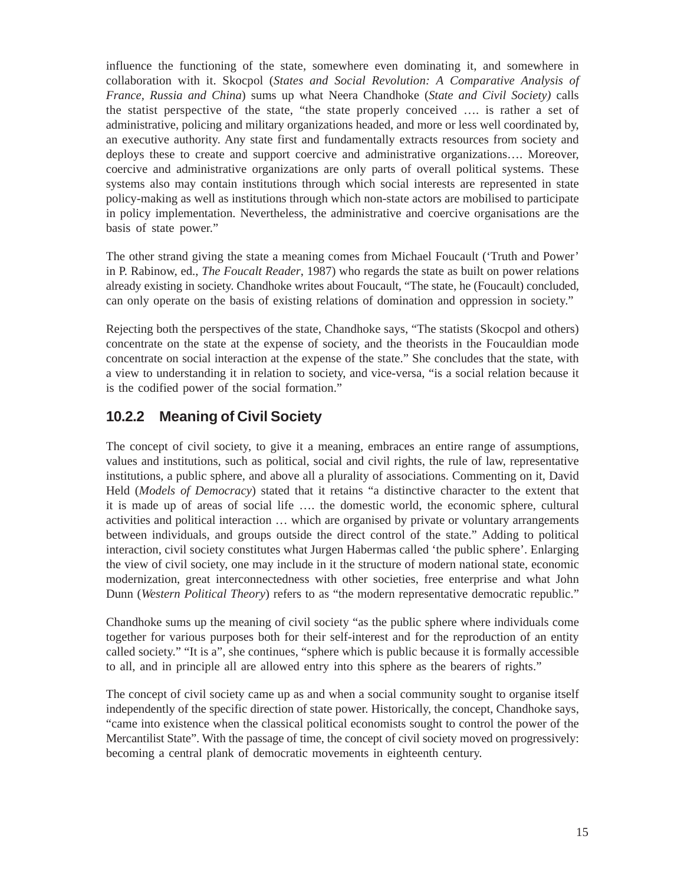influence the functioning of the state, somewhere even dominating it, and somewhere in collaboration with it. Skocpol (*States and Social Revolution: A Comparative Analysis of France, Russia and China*) sums up what Neera Chandhoke (*State and Civil Society)* calls the statist perspective of the state, "the state properly conceived …. is rather a set of administrative, policing and military organizations headed, and more or less well coordinated by, an executive authority. Any state first and fundamentally extracts resources from society and deploys these to create and support coercive and administrative organizations…. Moreover, coercive and administrative organizations are only parts of overall political systems. These systems also may contain institutions through which social interests are represented in state policy-making as well as institutions through which non-state actors are mobilised to participate in policy implementation. Nevertheless, the administrative and coercive organisations are the basis of state power."

The other strand giving the state a meaning comes from Michael Foucault ('Truth and Power' in P. Rabinow, ed., *The Foucalt Reader*, 1987) who regards the state as built on power relations already existing in society. Chandhoke writes about Foucault, "The state, he (Foucault) concluded, can only operate on the basis of existing relations of domination and oppression in society."

Rejecting both the perspectives of the state, Chandhoke says, "The statists (Skocpol and others) concentrate on the state at the expense of society, and the theorists in the Foucauldian mode concentrate on social interaction at the expense of the state." She concludes that the state, with a view to understanding it in relation to society, and vice-versa, "is a social relation because it is the codified power of the social formation."

### 10.2.2 Meaning of Civil Society

The concept of civil society, to give it a meaning, embraces an entire range of assumptions, values and institutions, such as political, social and civil rights, the rule of law, representative institutions, a public sphere, and above all a plurality of associations. Commenting on it, David Held (*Models of Democracy*) stated that it retains "a distinctive character to the extent that it is made up of areas of social life …. the domestic world, the economic sphere, cultural activities and political interaction … which are organised by private or voluntary arrangements between individuals, and groups outside the direct control of the state." Adding to political interaction, civil society constitutes what Jurgen Habermas called 'the public sphere'. Enlarging the view of civil society, one may include in it the structure of modern national state, economic modernization, great interconnectedness with other societies, free enterprise and what John Dunn (*Western Political Theory*) refers to as "the modern representative democratic republic."

Chandhoke sums up the meaning of civil society "as the public sphere where individuals come together for various purposes both for their self-interest and for the reproduction of an entity called society." "It is a", she continues, "sphere which is public because it is formally accessible to all, and in principle all are allowed entry into this sphere as the bearers of rights."

The concept of civil society came up as and when a social community sought to organise itself independently of the specific direction of state power. Historically, the concept, Chandhoke says, "came into existence when the classical political economists sought to control the power of the Mercantilist State". With the passage of time, the concept of civil society moved on progressively: becoming a central plank of democratic movements in eighteenth century.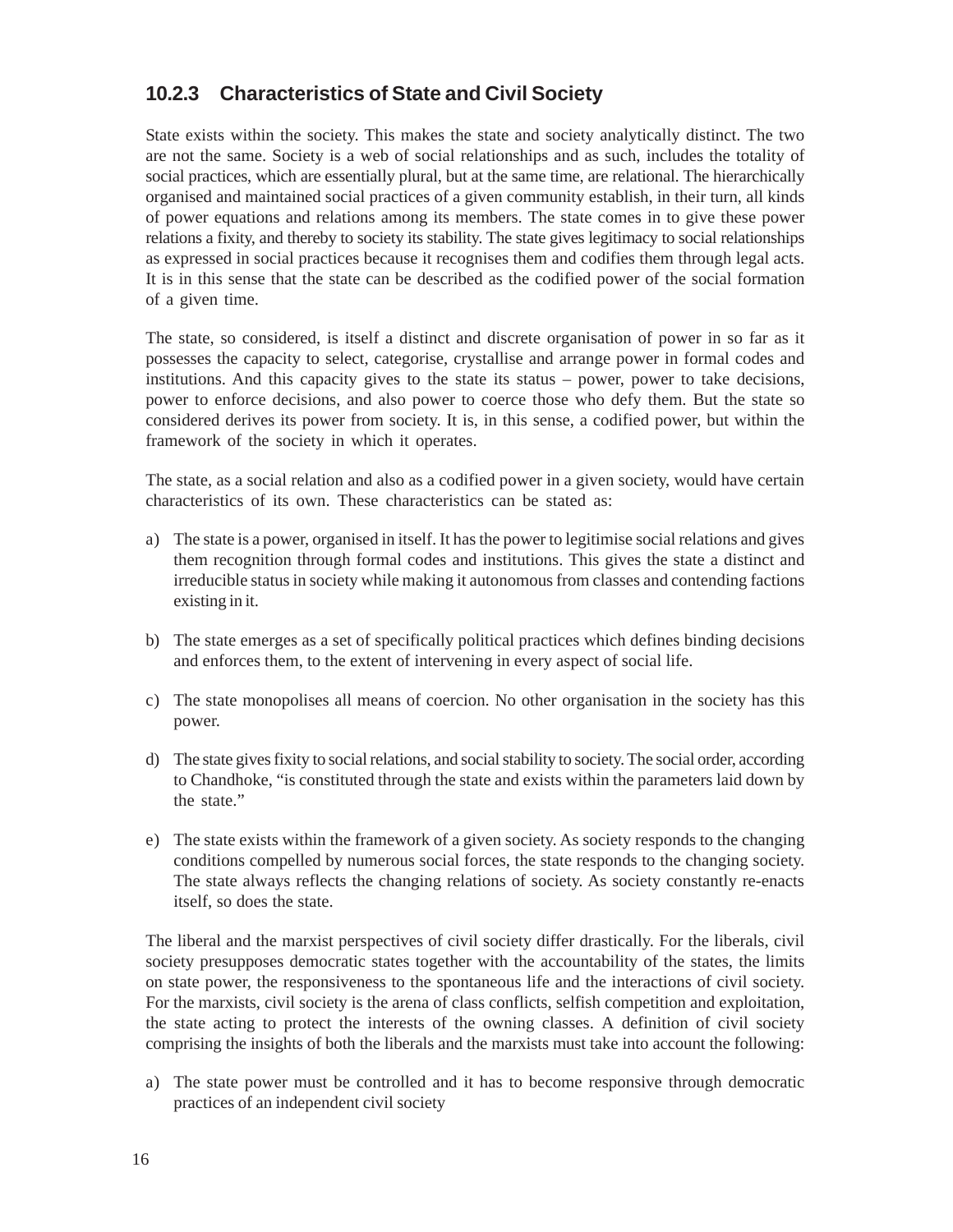### 10.2.3 Characteristics of State and Civil Society

State exists within the society. This makes the state and society analytically distinct. The two are not the same. Society is a web of social relationships and as such, includes the totality of social practices, which are essentially plural, but at the same time, are relational. The hierarchically organised and maintained social practices of a given community establish, in their turn, all kinds of power equations and relations among its members. The state comes in to give these power relations a fixity, and thereby to society its stability. The state gives legitimacy to social relationships as expressed in social practices because it recognises them and codifies them through legal acts. It is in this sense that the state can be described as the codified power of the social formation of a given time.

The state, so considered, is itself a distinct and discrete organisation of power in so far as it possesses the capacity to select, categorise, crystallise and arrange power in formal codes and institutions. And this capacity gives to the state its status – power, power to take decisions, power to enforce decisions, and also power to coerce those who defy them. But the state so considered derives its power from society. It is, in this sense, a codified power, but within the framework of the society in which it operates.

The state, as a social relation and also as a codified power in a given society, would have certain characteristics of its own. These characteristics can be stated as:

a) The state is a power, organised in itself. It has the power to legitimise social relations and gives them recognition through formal codes and institutions. This gives the state a distinct and irreducible status in society while making it autonomous from classes and contending factions existing in it.

b) The state emerges as a set of specifically political practices which defines binding decisions and enforces them, to the extent of intervening in every aspect of social life.

c) The state monopolises all means of coercion. No other organisation in the society has this power.

d) The state gives fixity to social relations, and social stability to society. The social order, according to Chandhoke, "is constituted through the state and exists within the parameters laid down by the state."

e) The state exists within the framework of a given society. As society responds to the changing conditions compelled by numerous social forces, the state responds to the changing society. The state always reflects the changing relations of society. As society constantly re-enacts itself, so does the state.

The liberal and the marxist perspectives of civil society differ drastically. For the liberals, civil society presupposes democratic states together with the accountability of the states, the limits on state power, the responsiveness to the spontaneous life and the interactions of civil society. For the marxists, civil society is the arena of class conflicts, selfish competition and exploitation, the state acting to protect the interests of the owning classes. A definition of civil society comprising the insights of both the liberals and the marxists must take into account the following:

a) The state power must be controlled and it has to become responsive through democratic practices of an independent civil society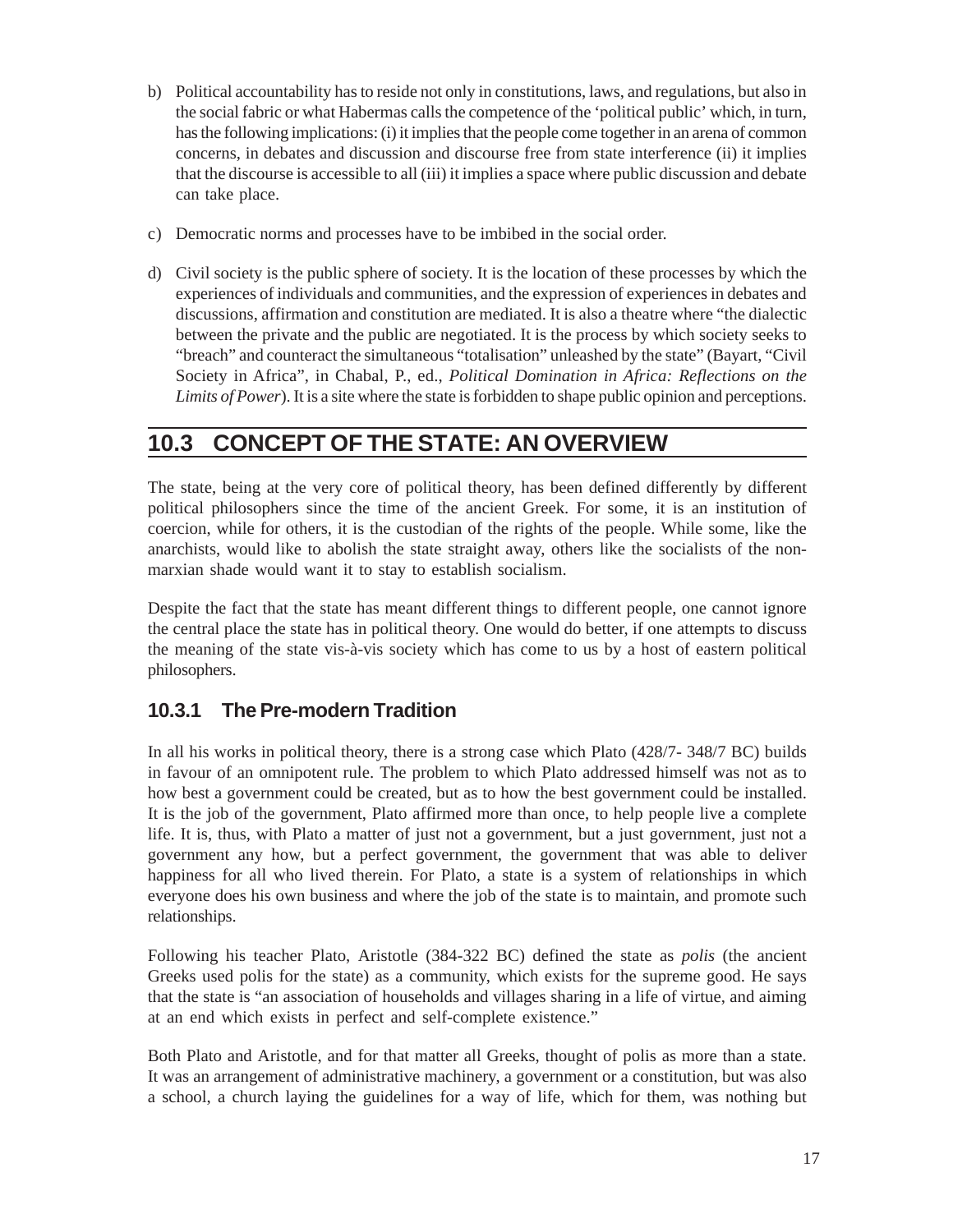b) Political accountability has to reside not only in constitutions, laws, and regulations, but also in the social fabric or what Habermas calls the competence of the 'political public' which, in turn, has the following implications: (i) it implies that the people come together in an arena of common concerns, in debates and discussion and discourse free from state interference (ii) it implies that the discourse is accessible to all (iii) it implies a space where public discussion and debate can take place.

c) Democratic norms and processes have to be imbibed in the social order.

d) Civil society is the public sphere of society. It is the location of these processes by which the experiences of individuals and communities, and the expression of experiences in debates and discussions, affirmation and constitution are mediated. It is also a theatre where "the dialectic between the private and the public are negotiated. It is the process by which society seeks to "breach" and counteract the simultaneous "totalisation" unleashed by the state" (Bayart, "Civil Society in Africa", in Chabal, P., ed., *Political Domination in Africa: Reflections on the Limits of Power*). It is a site where the state is forbidden to shape public opinion and perceptions.

## 10.3 CONCEPT OF THE STATE: AN OVERVIEW

The state, being at the very core of political theory, has been defined differently by different political philosophers since the time of the ancient Greek. For some, it is an institution of coercion, while for others, it is the custodian of the rights of the people. While some, like the anarchists, would like to abolish the state straight away, others like the socialists of the non-marxian shade would want it to stay to establish socialism.

Despite the fact that the state has meant different things to different people, one cannot ignore the central place the state has in political theory. One would do better, if one attempts to discuss the meaning of the state vis-à-vis society which has come to us by a host of eastern political philosophers.

### 10.3.1 The Pre-modern Tradition

In all his works in political theory, there is a strong case which Plato (428/7- 348/7 BC) builds in favour of an omnipotent rule. The problem to which Plato addressed himself was not as to how best a government could be created, but as to how the best government could be installed. It is the job of the government, Plato affirmed more than once, to help people live a complete life. It is, thus, with Plato a matter of just not a government, but a just government, just not a government any how, but a perfect government, the government that was able to deliver happiness for all who lived therein. For Plato, a state is a system of relationships in which everyone does his own business and where the job of the state is to maintain, and promote such relationships.

Following his teacher Plato, Aristotle (384-322 BC) defined the state as *polis* (the ancient Greeks used polis for the state) as a community, which exists for the supreme good. He says that the state is "an association of households and villages sharing in a life of virtue, and aiming at an end which exists in perfect and self-complete existence."

Both Plato and Aristotle, and for that matter all Greeks, thought of polis as more than a state. It was an arrangement of administrative machinery, a government or a constitution, but was also a school, a church laying the guidelines for a way of life, which for them, was nothing but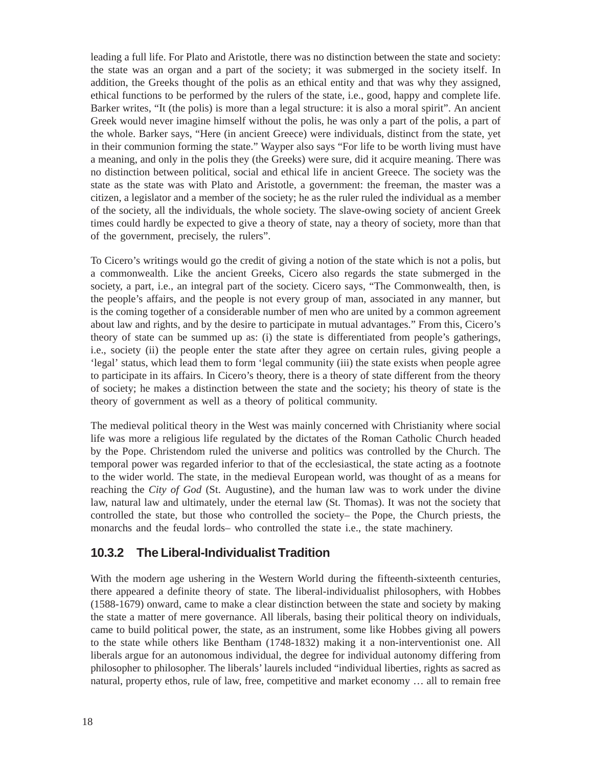leading a full life. For Plato and Aristotle, there was no distinction between the state and society: the state was an organ and a part of the society; it was submerged in the society itself. In addition, the Greeks thought of the polis as an ethical entity and that was why they assigned, ethical functions to be performed by the rulers of the state, i.e., good, happy and complete life. Barker writes, "It (the polis) is more than a legal structure: it is also a moral spirit". An ancient Greek would never imagine himself without the polis, he was only a part of the polis, a part of the whole. Barker says, "Here (in ancient Greece) were individuals, distinct from the state, yet in their communion forming the state." Wayper also says "For life to be worth living must have a meaning, and only in the polis they (the Greeks) were sure, did it acquire meaning. There was no distinction between political, social and ethical life in ancient Greece. The society was the state as the state was with Plato and Aristotle, a government: the freeman, the master was a citizen, a legislator and a member of the society; he as the ruler ruled the individual as a member of the society, all the individuals, the whole society. The slave-owing society of ancient Greek times could hardly be expected to give a theory of state, nay a theory of society, more than that of the government, precisely, the rulers".

To Cicero's writings would go the credit of giving a notion of the state which is not a polis, but a commonwealth. Like the ancient Greeks, Cicero also regards the state submerged in the society, a part, i.e., an integral part of the society. Cicero says, "The Commonwealth, then, is the people's affairs, and the people is not every group of man, associated in any manner, but is the coming together of a considerable number of men who are united by a common agreement about law and rights, and by the desire to participate in mutual advantages." From this, Cicero's theory of state can be summed up as: (i) the state is differentiated from people's gatherings, i.e., society (ii) the people enter the state after they agree on certain rules, giving people a 'legal' status, which lead them to form 'legal community (iii) the state exists when people agree to participate in its affairs. In Cicero's theory, there is a theory of state different from the theory of society; he makes a distinction between the state and the society; his theory of state is the theory of government as well as a theory of political community.

The medieval political theory in the West was mainly concerned with Christianity where social life was more a religious life regulated by the dictates of the Roman Catholic Church headed by the Pope. Christendom ruled the universe and politics was controlled by the Church. The temporal power was regarded inferior to that of the ecclesiastical, the state acting as a footnote to the wider world. The state, in the medieval European world, was thought of as a means for reaching the *City of God* (St. Augustine), and the human law was to work under the divine law, natural law and ultimately, under the eternal law (St. Thomas). It was not the society that controlled the state, but those who controlled the society– the Pope, the Church priests, the monarchs and the feudal lords– who controlled the state i.e., the state machinery.

### 10.3.2 The Liberal-Individualist Tradition

With the modern age ushering in the Western World during the fifteenth-sixteenth centuries, there appeared a definite theory of state. The liberal-individualist philosophers, with Hobbes (1588-1679) onward, came to make a clear distinction between the state and society by making the state a matter of mere governance. All liberals, basing their political theory on individuals, came to build political power, the state, as an instrument, some like Hobbes giving all powers to the state while others like Bentham (1748-1832) making it a non-interventionist one. All liberals argue for an autonomous individual, the degree for individual autonomy differing from philosopher to philosopher. The liberals' laurels included "individual liberties, rights as sacred as natural, property ethos, rule of law, free, competitive and market economy … all to remain free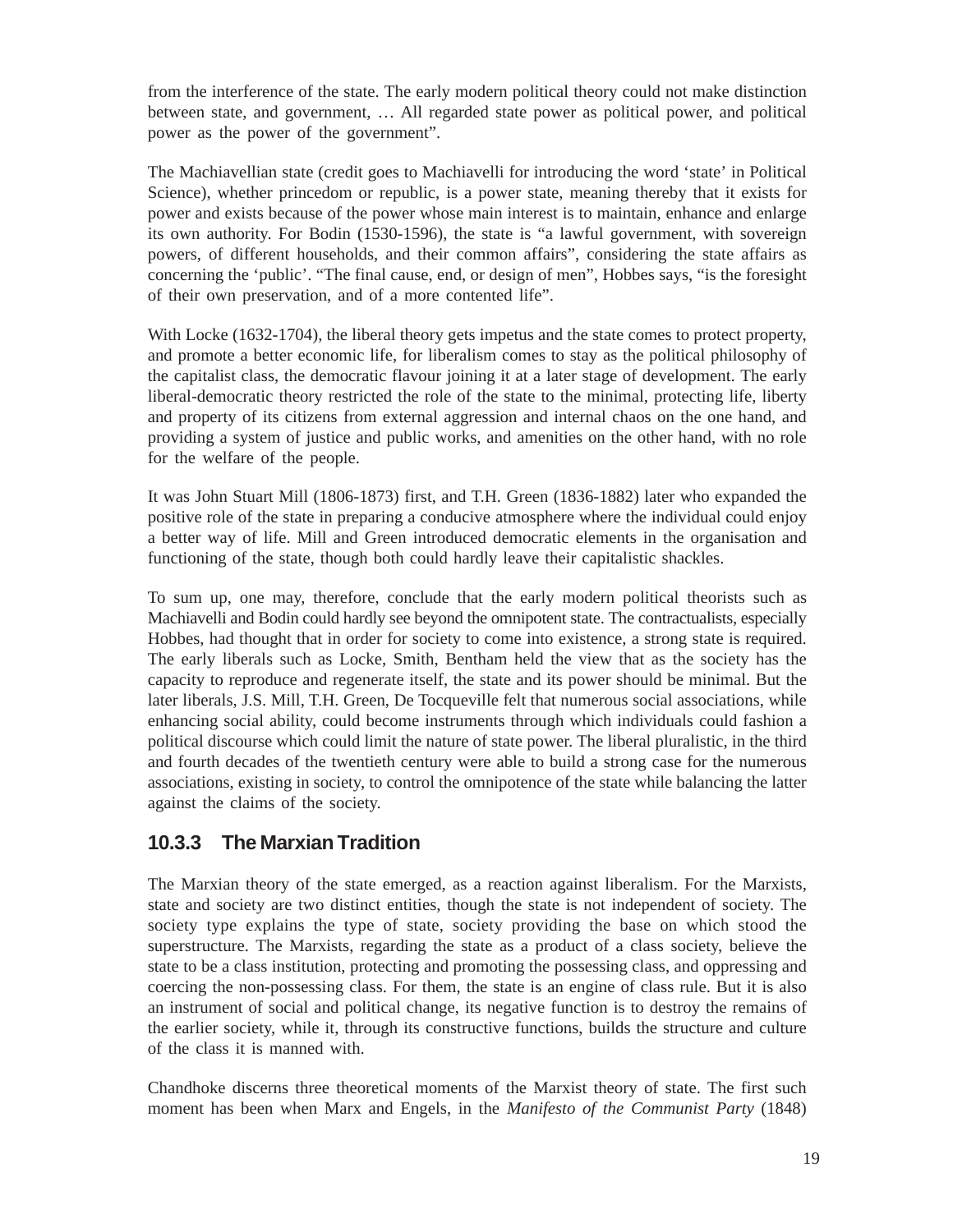from the interference of the state. The early modern political theory could not make distinction between state, and government, … All regarded state power as political power, and political power as the power of the government".

The Machiavellian state (credit goes to Machiavelli for introducing the word 'state' in Political Science), whether princedom or republic, is a power state, meaning thereby that it exists for power and exists because of the power whose main interest is to maintain, enhance and enlarge its own authority. For Bodin (1530-1596), the state is "a lawful government, with sovereign powers, of different households, and their common affairs", considering the state affairs as concerning the 'public'. "The final cause, end, or design of men", Hobbes says, "is the foresight of their own preservation, and of a more contented life".

With Locke (1632-1704), the liberal theory gets impetus and the state comes to protect property, and promote a better economic life, for liberalism comes to stay as the political philosophy of the capitalist class, the democratic flavour joining it at a later stage of development. The early liberal-democratic theory restricted the role of the state to the minimal, protecting life, liberty and property of its citizens from external aggression and internal chaos on the one hand, and providing a system of justice and public works, and amenities on the other hand, with no role for the welfare of the people.

It was John Stuart Mill (1806-1873) first, and T.H. Green (1836-1882) later who expanded the positive role of the state in preparing a conducive atmosphere where the individual could enjoy a better way of life. Mill and Green introduced democratic elements in the organisation and functioning of the state, though both could hardly leave their capitalistic shackles.

To sum up, one may, therefore, conclude that the early modern political theorists such as Machiavelli and Bodin could hardly see beyond the omnipotent state. The contractualists, especially Hobbes, had thought that in order for society to come into existence, a strong state is required. The early liberals such as Locke, Smith, Bentham held the view that as the society has the capacity to reproduce and regenerate itself, the state and its power should be minimal. But the later liberals, J.S. Mill, T.H. Green, De Tocqueville felt that numerous social associations, while enhancing social ability, could become instruments through which individuals could fashion a political discourse which could limit the nature of state power. The liberal pluralistic, in the third and fourth decades of the twentieth century were able to build a strong case for the numerous associations, existing in society, to control the omnipotence of the state while balancing the latter against the claims of the society.

### 10.3.3 The Marxian Tradition

The Marxian theory of the state emerged, as a reaction against liberalism. For the Marxists, state and society are two distinct entities, though the state is not independent of society. The society type explains the type of state, society providing the base on which stood the superstructure. The Marxists, regarding the state as a product of a class society, believe the state to be a class institution, protecting and promoting the possessing class, and oppressing and coercing the non-possessing class. For them, the state is an engine of class rule. But it is also an instrument of social and political change, its negative function is to destroy the remains of the earlier society, while it, through its constructive functions, builds the structure and culture of the class it is manned with.

Chandhoke discerns three theoretical moments of the Marxist theory of state. The first such moment has been when Marx and Engels, in the *Manifesto of the Communist Party* (1848)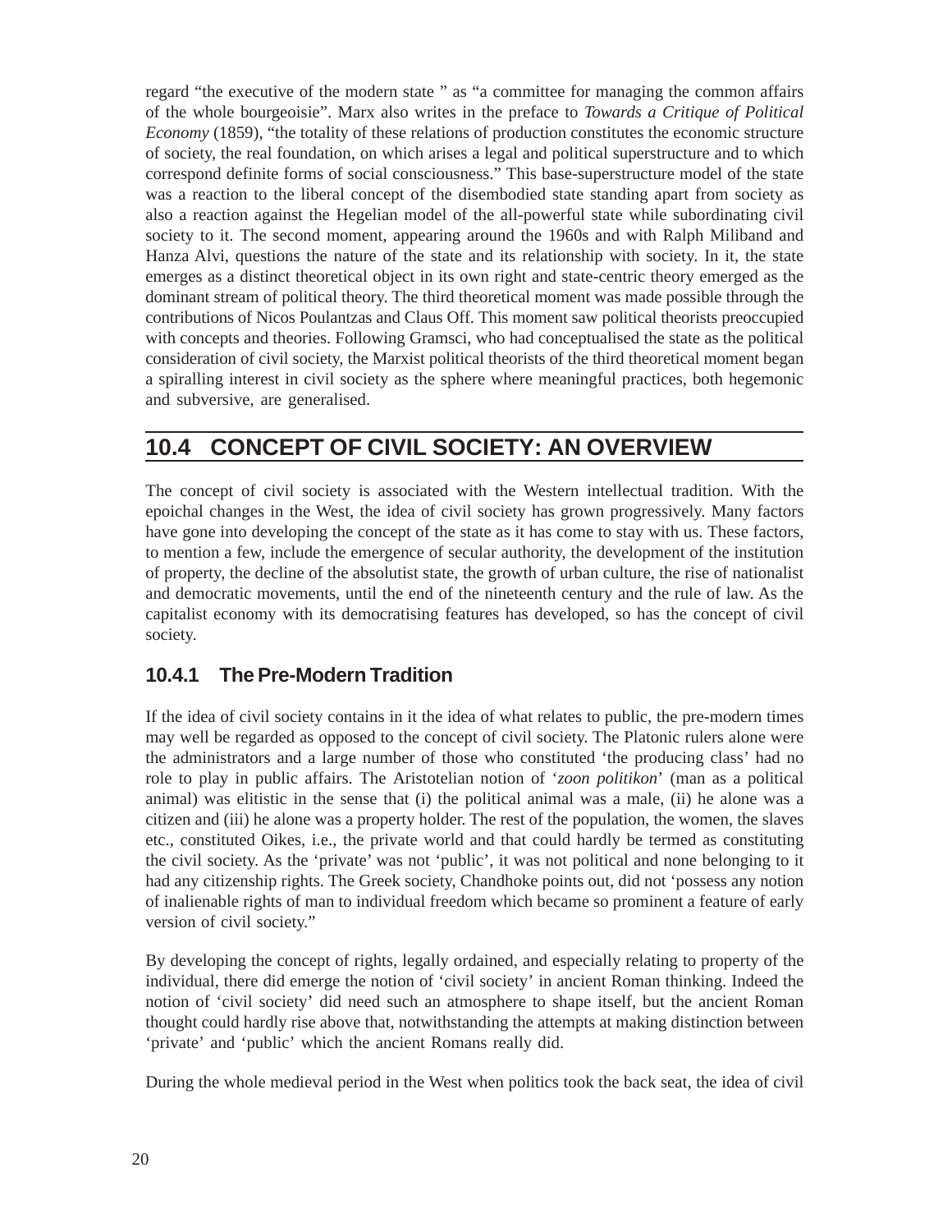regard "the executive of the modern state " as "a committee for managing the common affairs of the whole bourgeoisie". Marx also writes in the preface to *Towards a Critique of Political Economy* (1859), "the totality of these relations of production constitutes the economic structure of society, the real foundation, on which arises a legal and political superstructure and to which correspond definite forms of social consciousness." This base-superstructure model of the state was a reaction to the liberal concept of the disembodied state standing apart from society as also a reaction against the Hegelian model of the all-powerful state while subordinating civil society to it. The second moment, appearing around the 1960s and with Ralph Miliband and Hanza Alvi, questions the nature of the state and its relationship with society. In it, the state emerges as a distinct theoretical object in its own right and state-centric theory emerged as the dominant stream of political theory. The third theoretical moment was made possible through the contributions of Nicos Poulantzas and Claus Off. This moment saw political theorists preoccupied with concepts and theories. Following Gramsci, who had conceptualised the state as the political consideration of civil society, the Marxist political theorists of the third theoretical moment began a spiralling interest in civil society as the sphere where meaningful practices, both hegemonic and subversive, are generalised.

## 10.4 CONCEPT OF CIVIL SOCIETY: AN OVERVIEW

The concept of civil society is associated with the Western intellectual tradition. With the epoichal changes in the West, the idea of civil society has grown progressively. Many factors have gone into developing the concept of the state as it has come to stay with us. These factors, to mention a few, include the emergence of secular authority, the development of the institution of property, the decline of the absolutist state, the growth of urban culture, the rise of nationalist and democratic movements, until the end of the nineteenth century and the rule of law. As the capitalist economy with its democratising features has developed, so has the concept of civil society.

### 10.4.1 The Pre-Modern Tradition

If the idea of civil society contains in it the idea of what relates to public, the pre-modern times may well be regarded as opposed to the concept of civil society. The Platonic rulers alone were the administrators and a large number of those who constituted 'the producing class' had no role to play in public affairs. The Aristotelian notion of '*zoon politikon*' (man as a political animal) was elitistic in the sense that (i) the political animal was a male, (ii) he alone was a citizen and (iii) he alone was a property holder. The rest of the population, the women, the slaves etc., constituted Oikes, i.e., the private world and that could hardly be termed as constituting the civil society. As the 'private' was not 'public', it was not political and none belonging to it had any citizenship rights. The Greek society, Chandhoke points out, did not 'possess any notion of inalienable rights of man to individual freedom which became so prominent a feature of early version of civil society."

By developing the concept of rights, legally ordained, and especially relating to property of the individual, there did emerge the notion of 'civil society' in ancient Roman thinking. Indeed the notion of 'civil society' did need such an atmosphere to shape itself, but the ancient Roman thought could hardly rise above that, notwithstanding the attempts at making distinction between 'private' and 'public' which the ancient Romans really did.

During the whole medieval period in the West when politics took the back seat, the idea of civil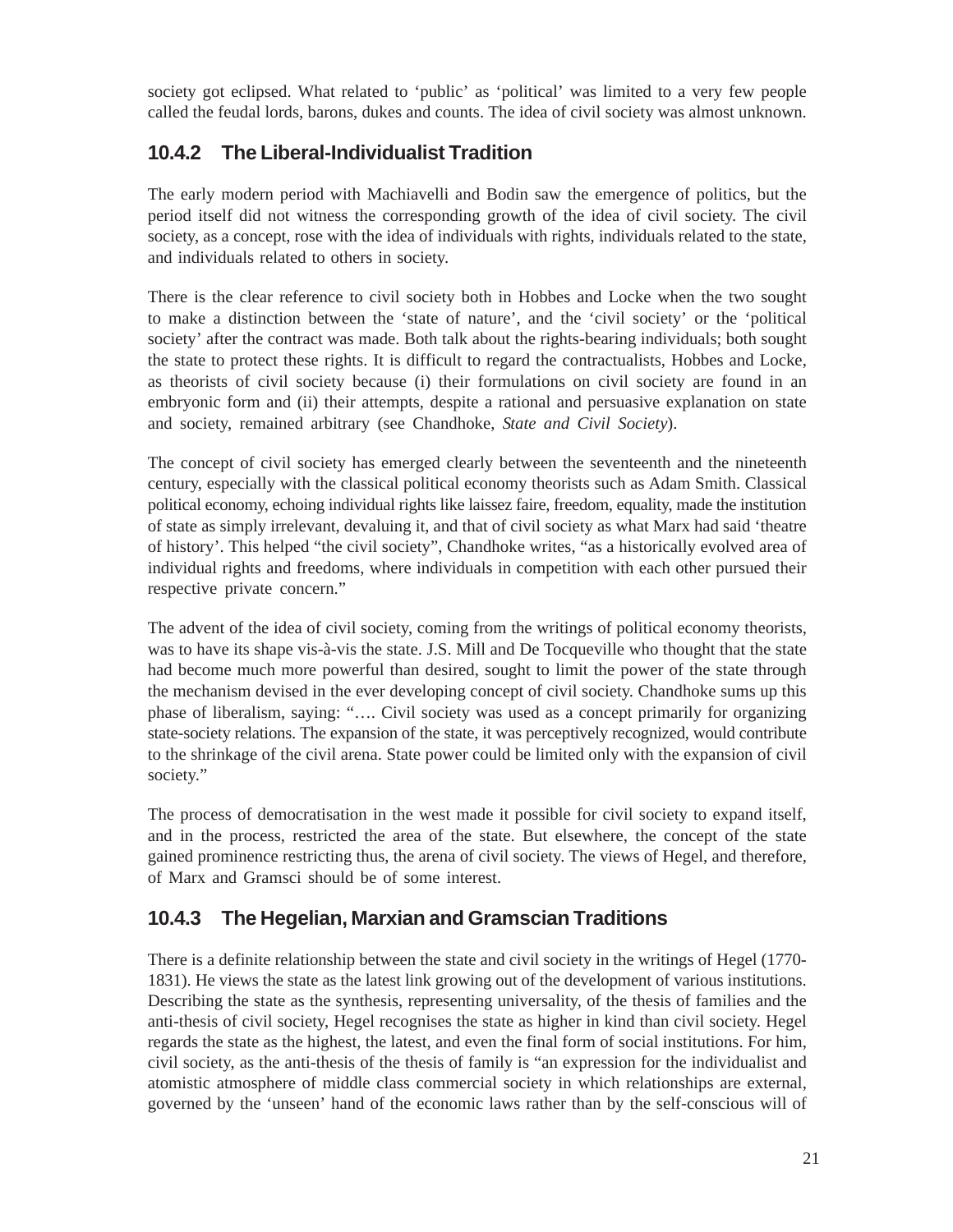society got eclipsed. What related to 'public' as 'political' was limited to a very few people called the feudal lords, barons, dukes and counts. The idea of civil society was almost unknown.

### 10.4.2 The Liberal-Individualist Tradition

The early modern period with Machiavelli and Bodin saw the emergence of politics, but the period itself did not witness the corresponding growth of the idea of civil society. The civil society, as a concept, rose with the idea of individuals with rights, individuals related to the state, and individuals related to others in society.

There is the clear reference to civil society both in Hobbes and Locke when the two sought to make a distinction between the 'state of nature', and the 'civil society' or the 'political society' after the contract was made. Both talk about the rights-bearing individuals; both sought the state to protect these rights. It is difficult to regard the contractualists, Hobbes and Locke, as theorists of civil society because (i) their formulations on civil society are found in an embryonic form and (ii) their attempts, despite a rational and persuasive explanation on state and society, remained arbitrary (see Chandhoke, *State and Civil Society*).

The concept of civil society has emerged clearly between the seventeenth and the nineteenth century, especially with the classical political economy theorists such as Adam Smith. Classical political economy, echoing individual rights like laissez faire, freedom, equality, made the institution of state as simply irrelevant, devaluing it, and that of civil society as what Marx had said 'theatre of history'. This helped "the civil society", Chandhoke writes, "as a historically evolved area of individual rights and freedoms, where individuals in competition with each other pursued their respective private concern."

The advent of the idea of civil society, coming from the writings of political economy theorists, was to have its shape vis-à-vis the state. J.S. Mill and De Tocqueville who thought that the state had become much more powerful than desired, sought to limit the power of the state through the mechanism devised in the ever developing concept of civil society. Chandhoke sums up this phase of liberalism, saying: "…. Civil society was used as a concept primarily for organizing state-society relations. The expansion of the state, it was perceptively recognized, would contribute to the shrinkage of the civil arena. State power could be limited only with the expansion of civil society."

The process of democratisation in the west made it possible for civil society to expand itself, and in the process, restricted the area of the state. But elsewhere, the concept of the state gained prominence restricting thus, the arena of civil society. The views of Hegel, and therefore, of Marx and Gramsci should be of some interest.

### 10.4.3 The Hegelian, Marxian and Gramscian Traditions

There is a definite relationship between the state and civil society in the writings of Hegel (1770-1831). He views the state as the latest link growing out of the development of various institutions. Describing the state as the synthesis, representing universality, of the thesis of families and the anti-thesis of civil society, Hegel recognises the state as higher in kind than civil society. Hegel regards the state as the highest, the latest, and even the final form of social institutions. For him, civil society, as the anti-thesis of the thesis of family is "an expression for the individualist and atomistic atmosphere of middle class commercial society in which relationships are external, governed by the 'unseen' hand of the economic laws rather than by the self-conscious will of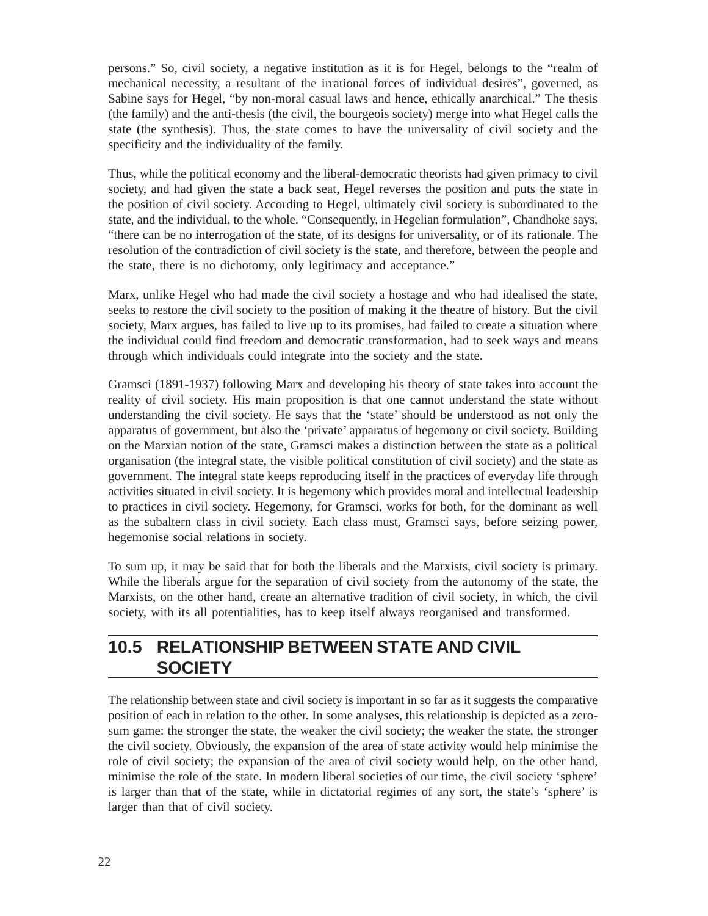persons." So, civil society, a negative institution as it is for Hegel, belongs to the "realm of mechanical necessity, a resultant of the irrational forces of individual desires", governed, as Sabine says for Hegel, "by non-moral casual laws and hence, ethically anarchical." The thesis (the family) and the anti-thesis (the civil, the bourgeois society) merge into what Hegel calls the state (the synthesis). Thus, the state comes to have the universality of civil society and the specificity and the individuality of the family.

Thus, while the political economy and the liberal-democratic theorists had given primacy to civil society, and had given the state a back seat, Hegel reverses the position and puts the state in the position of civil society. According to Hegel, ultimately civil society is subordinated to the state, and the individual, to the whole. "Consequently, in Hegelian formulation", Chandhoke says, "there can be no interrogation of the state, of its designs for universality, or of its rationale. The resolution of the contradiction of civil society is the state, and therefore, between the people and the state, there is no dichotomy, only legitimacy and acceptance."

Marx, unlike Hegel who had made the civil society a hostage and who had idealised the state, seeks to restore the civil society to the position of making it the theatre of history. But the civil society, Marx argues, has failed to live up to its promises, had failed to create a situation where the individual could find freedom and democratic transformation, had to seek ways and means through which individuals could integrate into the society and the state.

Gramsci (1891-1937) following Marx and developing his theory of state takes into account the reality of civil society. His main proposition is that one cannot understand the state without understanding the civil society. He says that the 'state' should be understood as not only the apparatus of government, but also the 'private' apparatus of hegemony or civil society. Building on the Marxian notion of the state, Gramsci makes a distinction between the state as a political organisation (the integral state, the visible political constitution of civil society) and the state as government. The integral state keeps reproducing itself in the practices of everyday life through activities situated in civil society. It is hegemony which provides moral and intellectual leadership to practices in civil society. Hegemony, for Gramsci, works for both, for the dominant as well as the subaltern class in civil society. Each class must, Gramsci says, before seizing power, hegemonise social relations in society.

To sum up, it may be said that for both the liberals and the Marxists, civil society is primary. While the liberals argue for the separation of civil society from the autonomy of the state, the Marxists, on the other hand, create an alternative tradition of civil society, in which, the civil society, with its all potentialities, has to keep itself always reorganised and transformed.

## 10.5 RELATIONSHIP BETWEEN STATE AND CIVIL SOCIETY

The relationship between state and civil society is important in so far as it suggests the comparative position of each in relation to the other. In some analyses, this relationship is depicted as a zero-sum game: the stronger the state, the weaker the civil society; the weaker the state, the stronger the civil society. Obviously, the expansion of the area of state activity would help minimise the role of civil society; the expansion of the area of civil society would help, on the other hand, minimise the role of the state. In modern liberal societies of our time, the civil society 'sphere' is larger than that of the state, while in dictatorial regimes of any sort, the state's 'sphere' is larger than that of civil society.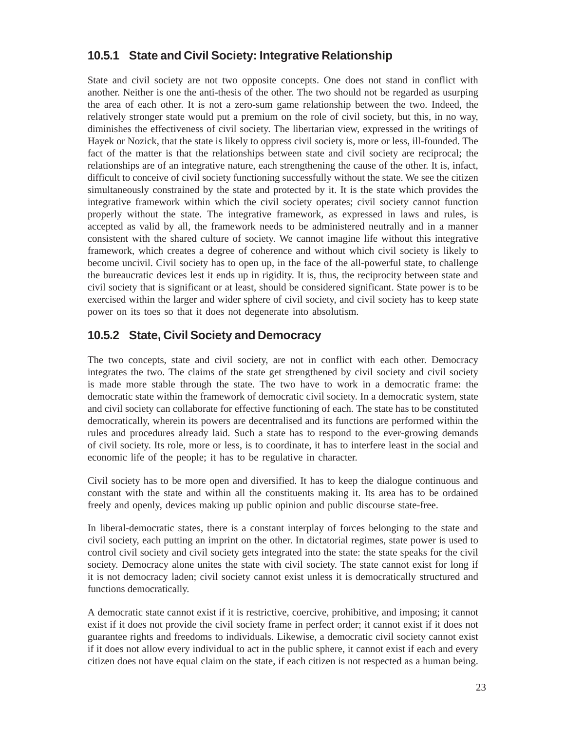### 10.5.1 State and Civil Society: Integrative Relationship

State and civil society are not two opposite concepts. One does not stand in conflict with another. Neither is one the anti-thesis of the other. The two should not be regarded as usurping the area of each other. It is not a zero-sum game relationship between the two. Indeed, the relatively stronger state would put a premium on the role of civil society, but this, in no way, diminishes the effectiveness of civil society. The libertarian view, expressed in the writings of Hayek or Nozick, that the state is likely to oppress civil society is, more or less, ill-founded. The fact of the matter is that the relationships between state and civil society are reciprocal; the relationships are of an integrative nature, each strengthening the cause of the other. It is, infact, difficult to conceive of civil society functioning successfully without the state. We see the citizen simultaneously constrained by the state and protected by it. It is the state which provides the integrative framework within which the civil society operates; civil society cannot function properly without the state. The integrative framework, as expressed in laws and rules, is accepted as valid by all, the framework needs to be administered neutrally and in a manner consistent with the shared culture of society. We cannot imagine life without this integrative framework, which creates a degree of coherence and without which civil society is likely to become uncivil. Civil society has to open up, in the face of the all-powerful state, to challenge the bureaucratic devices lest it ends up in rigidity. It is, thus, the reciprocity between state and civil society that is significant or at least, should be considered significant. State power is to be exercised within the larger and wider sphere of civil society, and civil society has to keep state power on its toes so that it does not degenerate into absolutism.

### 10.5.2 State, Civil Society and Democracy

The two concepts, state and civil society, are not in conflict with each other. Democracy integrates the two. The claims of the state get strengthened by civil society and civil society is made more stable through the state. The two have to work in a democratic frame: the democratic state within the framework of democratic civil society. In a democratic system, state and civil society can collaborate for effective functioning of each. The state has to be constituted democratically, wherein its powers are decentralised and its functions are performed within the rules and procedures already laid. Such a state has to respond to the ever-growing demands of civil society. Its role, more or less, is to coordinate, it has to interfere least in the social and economic life of the people; it has to be regulative in character.

Civil society has to be more open and diversified. It has to keep the dialogue continuous and constant with the state and within all the constituents making it. Its area has to be ordained freely and openly, devices making up public opinion and public discourse state-free.

In liberal-democratic states, there is a constant interplay of forces belonging to the state and civil society, each putting an imprint on the other. In dictatorial regimes, state power is used to control civil society and civil society gets integrated into the state: the state speaks for the civil society. Democracy alone unites the state with civil society. The state cannot exist for long if it is not democracy laden; civil society cannot exist unless it is democratically structured and functions democratically.

A democratic state cannot exist if it is restrictive, coercive, prohibitive, and imposing; it cannot exist if it does not provide the civil society frame in perfect order; it cannot exist if it does not guarantee rights and freedoms to individuals. Likewise, a democratic civil society cannot exist if it does not allow every individual to act in the public sphere, it cannot exist if each and every citizen does not have equal claim on the state, if each citizen is not respected as a human being.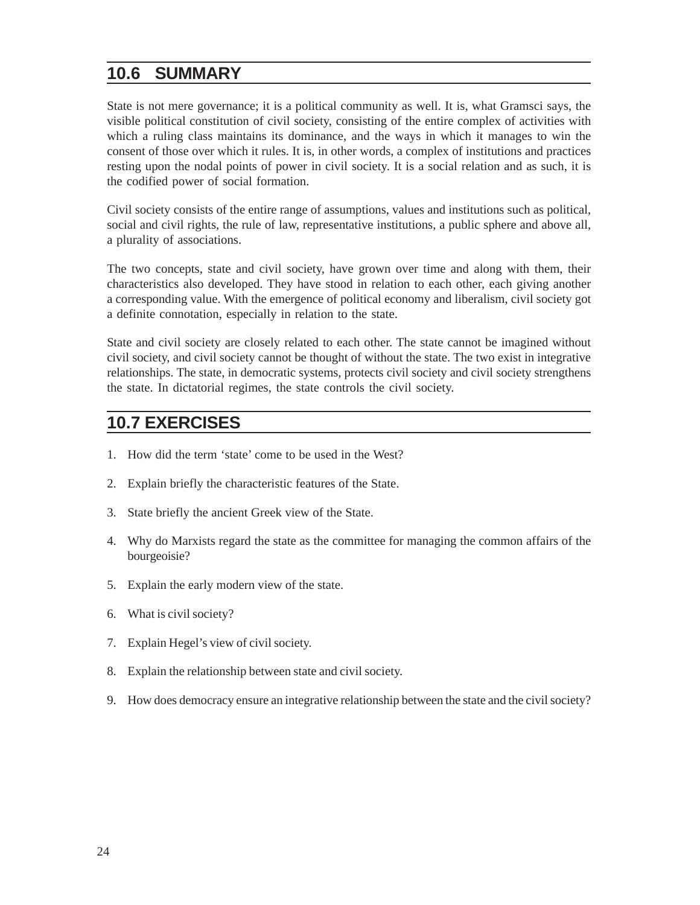## 10.6 SUMMARY

State is not mere governance; it is a political community as well. It is, what Gramsci says, the visible political constitution of civil society, consisting of the entire complex of activities with which a ruling class maintains its dominance, and the ways in which it manages to win the consent of those over which it rules. It is, in other words, a complex of institutions and practices resting upon the nodal points of power in civil society. It is a social relation and as such, it is the codified power of social formation.

Civil society consists of the entire range of assumptions, values and institutions such as political, social and civil rights, the rule of law, representative institutions, a public sphere and above all, a plurality of associations.

The two concepts, state and civil society, have grown over time and along with them, their characteristics also developed. They have stood in relation to each other, each giving another a corresponding value. With the emergence of political economy and liberalism, civil society got a definite connotation, especially in relation to the state.

State and civil society are closely related to each other. The state cannot be imagined without civil society, and civil society cannot be thought of without the state. The two exist in integrative relationships. The state, in democratic systems, protects civil society and civil society strengthens the state. In dictatorial regimes, the state controls the civil society.

## 10.7 EXERCISES

1. How did the term 'state' come to be used in the West?
2. Explain briefly the characteristic features of the State.
3. State briefly the ancient Greek view of the State.
4. Why do Marxists regard the state as the committee for managing the common affairs of the bourgeoisie?
5. Explain the early modern view of the state.
6. What is civil society?
7. Explain Hegel's view of civil society.
8. Explain the relationship between state and civil society.
9. How does democracy ensure an integrative relationship between the state and the civil society?